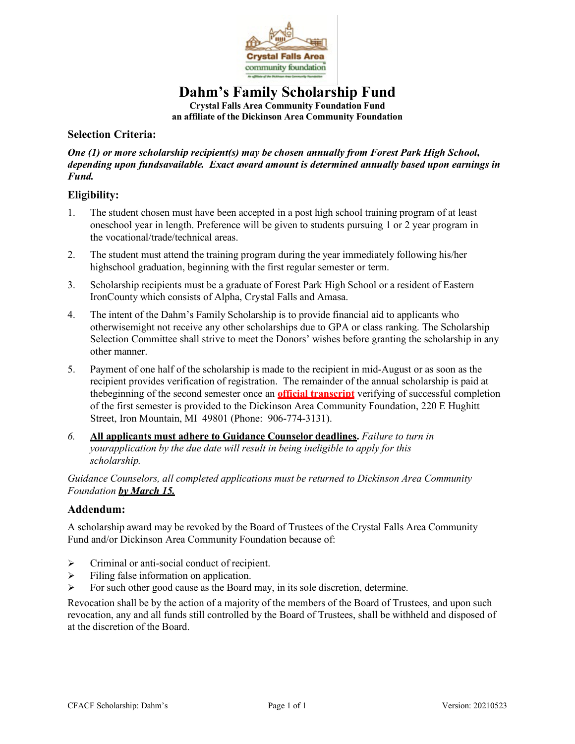# Dahm's Family Scholarship Fund

**Crystal Falls Area Community Foundation Fund**
**an affiliate of the Dickinson Area Community Foundation**

## Selection Criteria:

***One (1) or more scholarship recipient(s) may be chosen annually from Forest Park High School, depending upon fundsavailable. Exact award amount is determined annually based upon earnings in Fund.***

## Eligibility:

1. The student chosen must have been accepted in a post high school training program of at least oneschool year in length. Preference will be given to students pursuing 1 or 2 year program in the vocational/trade/technical areas.
2. The student must attend the training program during the year immediately following his/her highschool graduation, beginning with the first regular semester or term.
3. Scholarship recipients must be a graduate of Forest Park High School or a resident of Eastern IronCounty which consists of Alpha, Crystal Falls and Amasa.
4. The intent of the Dahm's Family Scholarship is to provide financial aid to applicants who otherwisemight not receive any other scholarships due to GPA or class ranking. The Scholarship Selection Committee shall strive to meet the Donors' wishes before granting the scholarship in any other manner.
5. Payment of one half of the scholarship is made to the recipient in mid-August or as soon as the recipient provides verification of registration. The remainder of the annual scholarship is paid at thebeginning of the second semester once an **official transcript** verifying of successful completion of the first semester is provided to the Dickinson Area Community Foundation, 220 E Hughitt Street, Iron Mountain, MI 49801 (Phone: 906-774-3131).
6. **All applicants must adhere to Guidance Counselor deadlines**. *Failure to turn in yourapplication by the due date will result in being ineligible to apply for this scholarship.*

*Guidance Counselors, all completed applications must be returned to Dickinson Area Community Foundation* ***by March 15.***

## Addendum:

A scholarship award may be revoked by the Board of Trustees of the Crystal Falls Area Community Fund and/or Dickinson Area Community Foundation because of:

- Criminal or anti-social conduct of recipient.
- Filing false information on application.
- For such other good cause as the Board may, in its sole discretion, determine.

Revocation shall be by the action of a majority of the members of the Board of Trustees, and upon such revocation, any and all funds still controlled by the Board of Trustees, shall be withheld and disposed of at the discretion of the Board.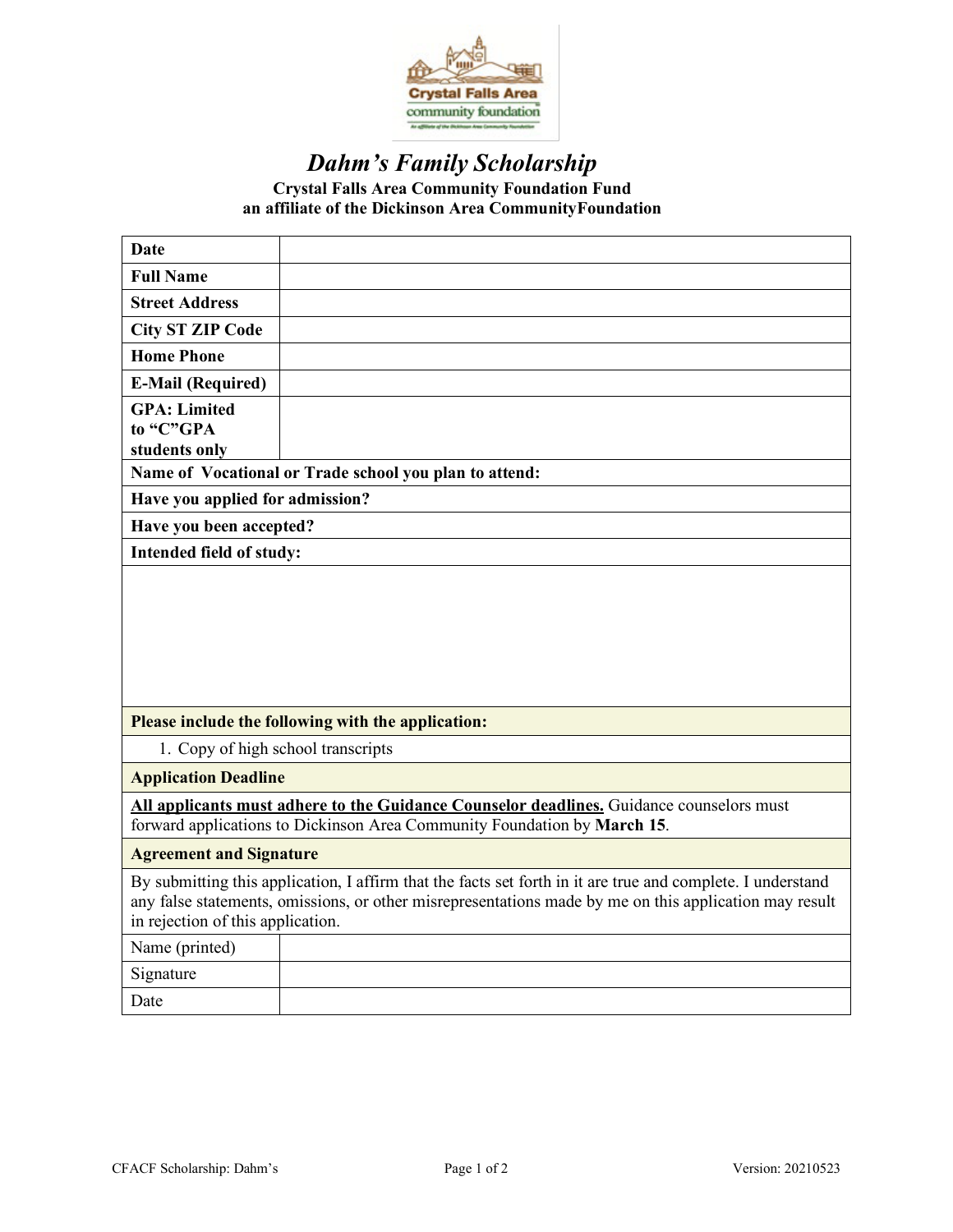# *Dahm's Family Scholarship*

**Crystal Falls Area Community Foundation Fund**
**an affiliate of the Dickinson Area CommunityFoundation**

| **Date** | |
|---|---|
| **Full Name** | |
| **Street Address** | |
| **City ST ZIP Code** | |
| **Home Phone** | |
| **E-Mail (Required)** | |
| **GPA: Limited to "C"GPA students only** | |
| **Name of Vocational or Trade school you plan to attend:** | |
| **Have you applied for admission?** | |
| **Have you been accepted?** | |
| **Intended field of study:** | |

**Please include the following with the application:**

1. Copy of high school transcripts

**Application Deadline**

**<u>All applicants must adhere to the Guidance Counselor deadlines.</u>** Guidance counselors must forward applications to Dickinson Area Community Foundation by **March 15**.

**Agreement and Signature**

By submitting this application, I affirm that the facts set forth in it are true and complete. I understand any false statements, omissions, or other misrepresentations made by me on this application may result in rejection of this application.

| Name (printed) | |
|---|---|
| Signature | |
| Date | |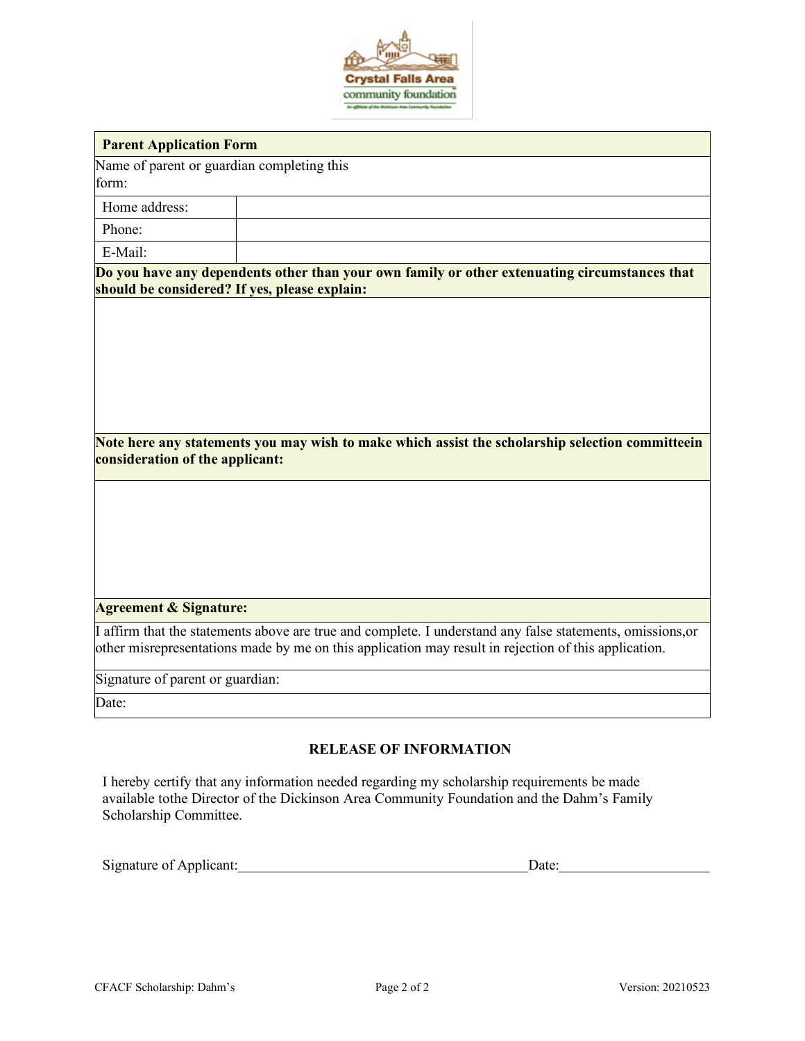| **Parent Application Form** | |
|---|---|
| Name of parent or guardian completing this form: | |
| Home address: | |
| Phone: | |
| E-Mail: | |
| **Do you have any dependents other than your own family or other extenuating circumstances that should be considered? If yes, please explain:** | |
| | |
| **Note here any statements you may wish to make which assist the scholarship selection committeein consideration of the applicant:** | |
| | |
| **Agreement & Signature:** | |
| I affirm that the statements above are true and complete. I understand any false statements, omissions,or other misrepresentations made by me on this application may result in rejection of this application. | |
| Signature of parent or guardian: | |
| Date: | |

**RELEASE OF INFORMATION**

I hereby certify that any information needed regarding my scholarship requirements be made available tothe Director of the Dickinson Area Community Foundation and the Dahm's Family Scholarship Committee.

Signature of Applicant:________________________________________ Date:____________________